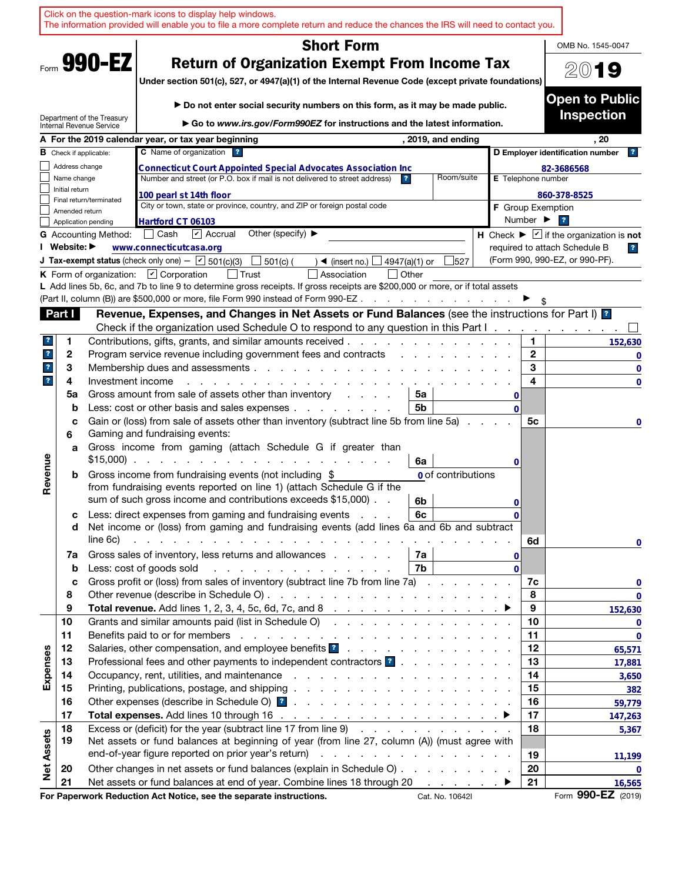Click on the question-mark icons to display help windows.
The information provided will enable you to file a more complete return and reduce the chances the IRS will need to contact you.

Form **990-EZ**

Department of the Treasury
Internal Revenue Service

# Short Form
# Return of Organization Exempt From Income Tax

**Under section 501(c), 527, or 4947(a)(1) of the Internal Revenue Code (except private foundations)**

▶ **Do not enter social security numbers on this form, as it may be made public.**

▶ **Go to *www.irs.gov/Form990EZ* for instructions and the latest information.**

OMB No. 1545-0047

**2019**

**Open to Public Inspection**

**A** For the 2019 calendar year, or tax year beginning , 2019, and ending , 20

**B** Check if applicable:
- ☐ Address change
- ☐ Name change
- ☐ Initial return
- ☐ Final return/terminated
- ☐ Amended return
- ☐ Application pending

**C** Name of organization: **Connecticut Court Appointed Special Advocates Association Inc**

Number and street (or P.O. box if mail is not delivered to street address): **100 pearl st 14th floor** Room/suite

City or town, state or province, country, and ZIP or foreign postal code: **Hartford CT 06103**

**D Employer identification number:** 82-3686568

**E** Telephone number: 860-378-8525

**F** Group Exemption Number ▶

**G** Accounting Method: ☐ Cash ☑ Accrual Other (specify) ▶

**I Website:** ▶ www.connecticutcasa.org

**H** Check ▶ ☑ if the organization is **not** required to attach Schedule B (Form 990, 990-EZ, or 990-PF).

**J Tax-exempt status** (check only one) — ☑ 501(c)(3) ☐ 501(c) ( ) ◀ (insert no.) ☐ 4947(a)(1) or ☐ 527

**K** Form of organization: ☑ Corporation ☐ Trust ☐ Association ☐ Other

**L** Add lines 5b, 6c, and 7b to line 9 to determine gross receipts. If gross receipts are $200,000 or more, or if total assets (Part II, column (B)) are $500,000 or more, file Form 990 instead of Form 990-EZ . . . . ▶ $

## Part I — Revenue, Expenses, and Changes in Net Assets or Fund Balances (see the instructions for Part I)

Check if the organization used Schedule O to respond to any question in this Part I . . . ☐

| Section | Line | Description | Sub-line | Sub-amount | Line | Amount |
|---|---|---|---|---|---|---|
| Revenue | 1 | Contributions, gifts, grants, and similar amounts received | | | 1 | 152,630 |
| | 2 | Program service revenue including government fees and contracts | | | 2 | 0 |
| | 3 | Membership dues and assessments | | | 3 | 0 |
| | 4 | Investment income | | | 4 | 0 |
| | 5a | Gross amount from sale of assets other than inventory | 5a | 0 | | |
| | b | Less: cost or other basis and sales expenses | 5b | 0 | | |
| | c | Gain or (loss) from sale of assets other than inventory (subtract line 5b from line 5a) | | | 5c | 0 |
| | 6 | Gaming and fundraising events: | | | | |
| | a | Gross income from gaming (attach Schedule G if greater than $15,000) | 6a | 0 | | |
| | b | Gross income from fundraising events (not including $ 0 of contributions from fundraising events reported on line 1) (attach Schedule G if the sum of such gross income and contributions exceeds $15,000) | 6b | 0 | | |
| | c | Less: direct expenses from gaming and fundraising events | 6c | 0 | | |
| | d | Net income or (loss) from gaming and fundraising events (add lines 6a and 6b and subtract line 6c) | | | 6d | 0 |
| | 7a | Gross sales of inventory, less returns and allowances | 7a | 0 | | |
| | b | Less: cost of goods sold | 7b | 0 | | |
| | c | Gross profit or (loss) from sales of inventory (subtract line 7b from line 7a) | | | 7c | 0 |
| | 8 | Other revenue (describe in Schedule O) | | | 8 | 0 |
| | 9 | **Total revenue.** Add lines 1, 2, 3, 4, 5c, 6d, 7c, and 8 ▶ | | | 9 | 152,630 |
| Expenses | 10 | Grants and similar amounts paid (list in Schedule O) | | | 10 | 0 |
| | 11 | Benefits paid to or for members | | | 11 | 0 |
| | 12 | Salaries, other compensation, and employee benefits | | | 12 | 65,571 |
| | 13 | Professional fees and other payments to independent contractors | | | 13 | 17,881 |
| | 14 | Occupancy, rent, utilities, and maintenance | | | 14 | 3,650 |
| | 15 | Printing, publications, postage, and shipping | | | 15 | 382 |
| | 16 | Other expenses (describe in Schedule O) | | | 16 | 59,779 |
| | 17 | **Total expenses.** Add lines 10 through 16 ▶ | | | 17 | 147,263 |
| Net Assets | 18 | Excess or (deficit) for the year (subtract line 17 from line 9) | | | 18 | 5,367 |
| | 19 | Net assets or fund balances at beginning of year (from line 27, column (A)) (must agree with end-of-year figure reported on prior year's return) | | | 19 | 11,199 |
| | 20 | Other changes in net assets or fund balances (explain in Schedule O) | | | 20 | 0 |
| | 21 | Net assets or fund balances at end of year. Combine lines 18 through 20 ▶ | | | 21 | 16,565 |

**For Paperwork Reduction Act Notice, see the separate instructions.** Cat. No. 10642I Form **990-EZ** (2019)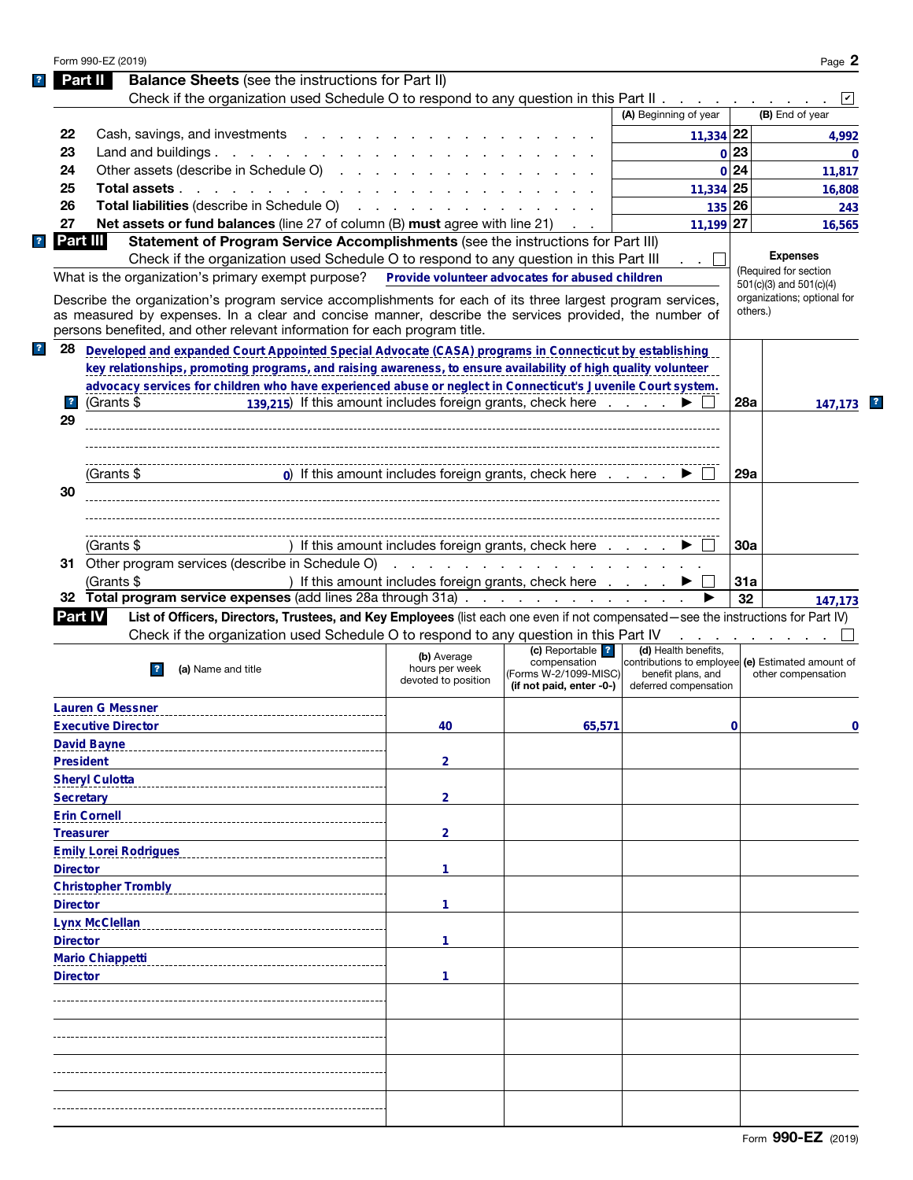Form 990-EZ (2019)

## Part II Balance Sheets (see the instructions for Part II)

Check if the organization used Schedule O to respond to any question in this Part II . . . ☑

| | | (A) Beginning of year | | (B) End of year |
|---|---|---|---|---|
| 22 | Cash, savings, and investments | 11,334 | 22 | 4,992 |
| 23 | Land and buildings | 0 | 23 | 0 |
| 24 | Other assets (describe in Schedule O) | 0 | 24 | 11,817 |
| 25 | **Total assets** | 11,334 | 25 | 16,808 |
| 26 | **Total liabilities** (describe in Schedule O) | 135 | 26 | 243 |
| 27 | **Net assets or fund balances** (line 27 of column (B) **must** agree with line 21) | 11,199 | 27 | 16,565 |

## Part III Statement of Program Service Accomplishments (see the instructions for Part III)

Check if the organization used Schedule O to respond to any question in this Part III . . ☐

What is the organization's primary exempt purpose? **Provide volunteer advocates for abused children**

Describe the organization's program service accomplishments for each of its three largest program services, as measured by expenses. In a clear and concise manner, describe the services provided, the number of persons benefited, and other relevant information for each program title.

**Expenses** (Required for section 501(c)(3) and 501(c)(4) organizations; optional for others.)

| | | | |
|---|---|---|---|
| 28 | Developed and expanded Court Appointed Special Advocate (CASA) programs in Connecticut by establishing key relationships, promoting programs, and raising awareness, to ensure availability of high quality volunteer advocacy services for children who have experienced abuse or neglect in Connecticut's Juvenile Court system. (Grants $ 139,215) If this amount includes foreign grants, check here ▶ ☐ | 28a | 147,173 |
| 29 | (Grants $ 0) If this amount includes foreign grants, check here ▶ ☐ | 29a | |
| 30 | (Grants $ ) If this amount includes foreign grants, check here ▶ ☐ | 30a | |
| 31 | Other program services (describe in Schedule O) (Grants $ ) If this amount includes foreign grants, check here ▶ ☐ | 31a | |
| 32 | **Total program service expenses** (add lines 28a through 31a) ▶ | 32 | 147,173 |

## Part IV List of Officers, Directors, Trustees, and Key Employees (list each one even if not compensated—see the instructions for Part IV)

Check if the organization used Schedule O to respond to any question in this Part IV . . ☐

| (a) Name and title | (b) Average hours per week devoted to position | (c) Reportable compensation (Forms W-2/1099-MISC) (if not paid, enter -0-) | (d) Health benefits, contributions to employee benefit plans, and deferred compensation | (e) Estimated amount of other compensation |
|---|---|---|---|---|
| Lauren G Messner<br>Executive Director | 40 | 65,571 | 0 | 0 |
| David Bayne<br>President | 2 | | | |
| Sheryl Culotta<br>Secretary | 2 | | | |
| Erin Cornell<br>Treasurer | 2 | | | |
| Emily Lorei Rodrigues<br>Director | 1 | | | |
| Christopher Trombly<br>Director | 1 | | | |
| Lynx McClellan<br>Director | 1 | | | |
| Mario Chiappetti<br>Director | 1 | | | |
| | | | | |
| | | | | |
| | | | | |
| | | | | |

Form **990-EZ** (2019)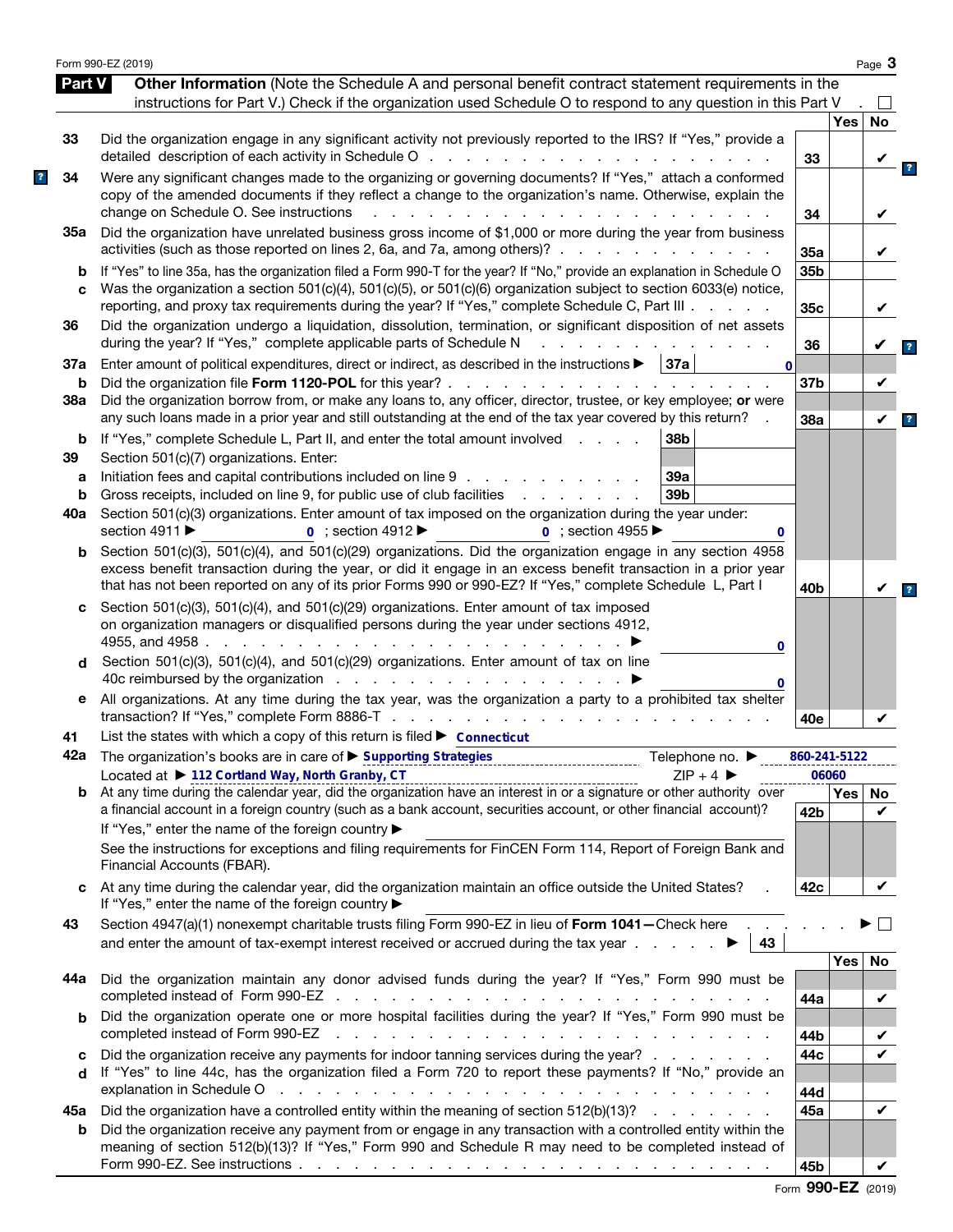Form 990-EZ (2019) Page 3

## Part V Other Information (Note the Schedule A and personal benefit contract statement requirements in the instructions for Part V.) Check if the organization used Schedule O to respond to any question in this Part V . ☐

| | | Line | Yes | No |
|---|---|---|---|---|
| 33 | Did the organization engage in any significant activity not previously reported to the IRS? If "Yes," provide a detailed description of each activity in Schedule O | 33 | | ✔ |
| 34 | Were any significant changes made to the organizing or governing documents? If "Yes," attach a conformed copy of the amended documents if they reflect a change to the organization's name. Otherwise, explain the change on Schedule O. See instructions | 34 | | ✔ |
| 35a | Did the organization have unrelated business gross income of $1,000 or more during the year from business activities (such as those reported on lines 2, 6a, and 7a, among others)? | 35a | | ✔ |
| b | If "Yes" to line 35a, has the organization filed a Form 990-T for the year? If "No," provide an explanation in Schedule O | 35b | | |
| c | Was the organization a section 501(c)(4), 501(c)(5), or 501(c)(6) organization subject to section 6033(e) notice, reporting, and proxy tax requirements during the year? If "Yes," complete Schedule C, Part III | 35c | | ✔ |
| 36 | Did the organization undergo a liquidation, dissolution, termination, or significant disposition of net assets during the year? If "Yes," complete applicable parts of Schedule N | 36 | | ✔ |
| 37a | Enter amount of political expenditures, direct or indirect, as described in the instructions ▶ 37a 0 | | | |
| b | Did the organization file **Form 1120-POL** for this year? | 37b | | ✔ |
| 38a | Did the organization borrow from, or make any loans to, any officer, director, trustee, or key employee; **or** were any such loans made in a prior year and still outstanding at the end of the tax year covered by this return? | 38a | | ✔ |
| b | If "Yes," complete Schedule L, Part II, and enter the total amount involved 38b | | | |
| 39 | Section 501(c)(7) organizations. Enter: | | | |
| a | Initiation fees and capital contributions included on line 9 39a | | | |
| b | Gross receipts, included on line 9, for public use of club facilities 39b | | | |
| 40a | Section 501(c)(3) organizations. Enter amount of tax imposed on the organization during the year under: section 4911 ▶ 0 ; section 4912 ▶ 0 ; section 4955 ▶ 0 | | | |
| b | Section 501(c)(3), 501(c)(4), and 501(c)(29) organizations. Did the organization engage in any section 4958 excess benefit transaction during the year, or did it engage in an excess benefit transaction in a prior year that has not been reported on any of its prior Forms 990 or 990-EZ? If "Yes," complete Schedule L, Part I | 40b | | ✔ |
| c | Section 501(c)(3), 501(c)(4), and 501(c)(29) organizations. Enter amount of tax imposed on organization managers or disqualified persons during the year under sections 4912, 4955, and 4958 ▶ 0 | | | |
| d | Section 501(c)(3), 501(c)(4), and 501(c)(29) organizations. Enter amount of tax on line 40c reimbursed by the organization ▶ 0 | | | |
| e | All organizations. At any time during the tax year, was the organization a party to a prohibited tax shelter transaction? If "Yes," complete Form 8886-T | 40e | | ✔ |

41 List the states with which a copy of this return is filed ▶ Connecticut

42a The organization's books are in care of ▶ Supporting Strategies Telephone no. ▶ 860-241-5122

Located at ▶ 112 Cortland Way, North Granby, CT ZIP + 4 ▶ 06060

| | | Line | Yes | No |
|---|---|---|---|---|
| b | At any time during the calendar year, did the organization have an interest in or a signature or other authority over a financial account in a foreign country (such as a bank account, securities account, or other financial account)? If "Yes," enter the name of the foreign country ▶ See the instructions for exceptions and filing requirements for FinCEN Form 114, Report of Foreign Bank and Financial Accounts (FBAR). | 42b | | ✔ |
| c | At any time during the calendar year, did the organization maintain an office outside the United States? If "Yes," enter the name of the foreign country ▶ | 42c | | ✔ |
| 43 | Section 4947(a)(1) nonexempt charitable trusts filing Form 990-EZ in lieu of **Form 1041**—Check here ▶ ☐ and enter the amount of tax-exempt interest received or accrued during the tax year ▶ 43 | | | |
| 44a | Did the organization maintain any donor advised funds during the year? If "Yes," Form 990 must be completed instead of Form 990-EZ | 44a | | ✔ |
| b | Did the organization operate one or more hospital facilities during the year? If "Yes," Form 990 must be completed instead of Form 990-EZ | 44b | | ✔ |
| c | Did the organization receive any payments for indoor tanning services during the year? | 44c | | ✔ |
| d | If "Yes" to line 44c, has the organization filed a Form 720 to report these payments? If "No," provide an explanation in Schedule O | 44d | | |
| 45a | Did the organization have a controlled entity within the meaning of section 512(b)(13)? | 45a | | ✔ |
| b | Did the organization receive any payment from or engage in any transaction with a controlled entity within the meaning of section 512(b)(13)? If "Yes," Form 990 and Schedule R may need to be completed instead of Form 990-EZ. See instructions | 45b | | ✔ |

Form **990-EZ** (2019)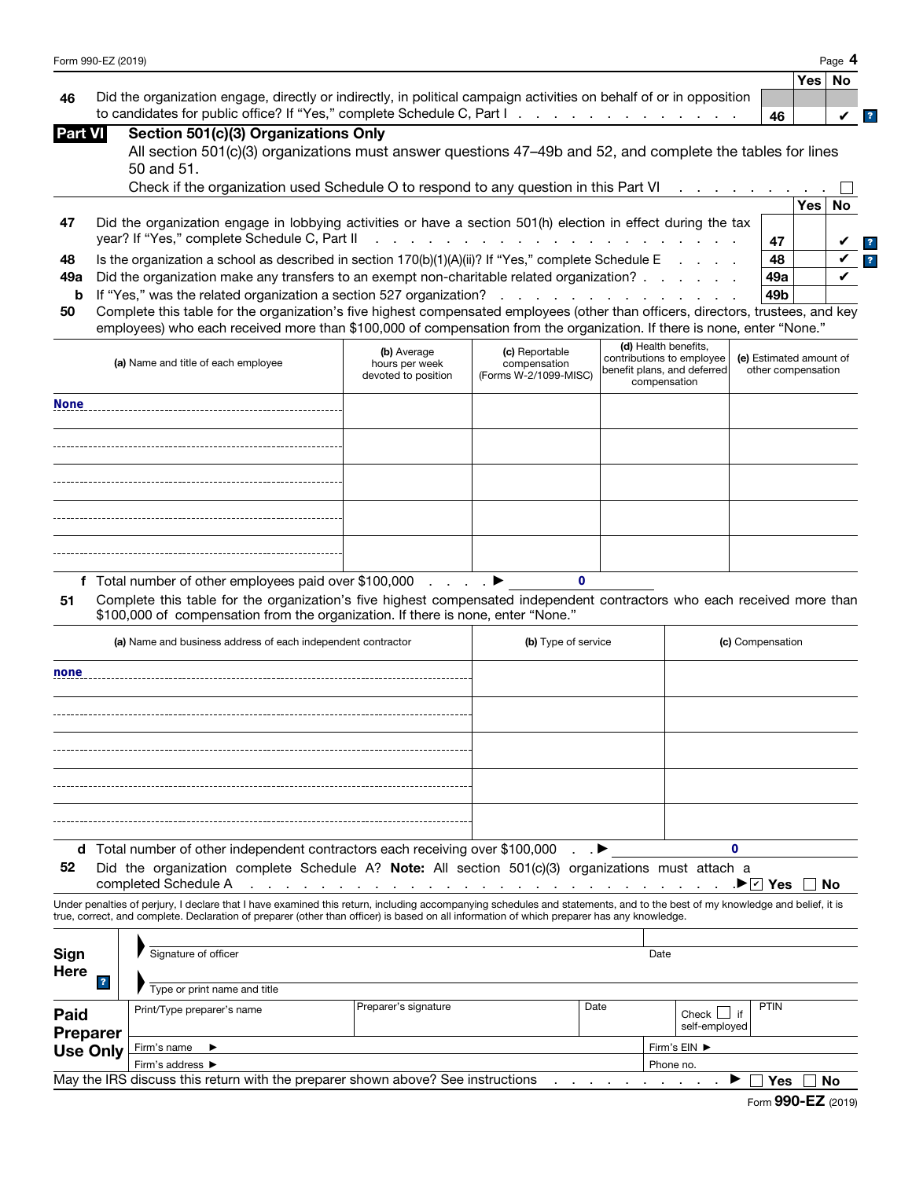| | | | Yes | No |
|---|---|---|---|---|
| 46 | Did the organization engage, directly or indirectly, in political campaign activities on behalf of or in opposition to candidates for public office? If "Yes," complete Schedule C, Part I | 46 | | ✔ |

## Part VI Section 501(c)(3) Organizations Only

All section 501(c)(3) organizations must answer questions 47–49b and 52, and complete the tables for lines 50 and 51.

Check if the organization used Schedule O to respond to any question in this Part VI ☐

| | | | Yes | No |
|---|---|---|---|---|
| 47 | Did the organization engage in lobbying activities or have a section 501(h) election in effect during the tax year? If "Yes," complete Schedule C, Part II | 47 | | ✔ |
| 48 | Is the organization a school as described in section 170(b)(1)(A)(ii)? If "Yes," complete Schedule E | 48 | | ✔ |
| 49a | Did the organization make any transfers to an exempt non-charitable related organization? | 49a | | ✔ |
| b | If "Yes," was the related organization a section 527 organization? | 49b | | |

**50** Complete this table for the organization's five highest compensated employees (other than officers, directors, trustees, and key employees) who each received more than $100,000 of compensation from the organization. If there is none, enter "None."

| (a) Name and title of each employee | (b) Average hours per week devoted to position | (c) Reportable compensation (Forms W-2/1099-MISC) | (d) Health benefits, contributions to employee benefit plans, and deferred compensation | (e) Estimated amount of other compensation |
|---|---|---|---|---|
| None | | | | |
| | | | | |
| | | | | |
| | | | | |
| | | | | |

**f** Total number of other employees paid over $100,000 ▶ 0

**51** Complete this table for the organization's five highest compensated independent contractors who each received more than $100,000 of compensation from the organization. If there is none, enter "None."

| (a) Name and business address of each independent contractor | (b) Type of service | (c) Compensation |
|---|---|---|
| none | | |
| | | |
| | | |
| | | |
| | | |

**d** Total number of other independent contractors each receiving over $100,000 ▶ 0

**52** Did the organization complete Schedule A? **Note:** All section 501(c)(3) organizations must attach a completed Schedule A ▶ ☑ Yes ☐ No

Under penalties of perjury, I declare that I have examined this return, including accompanying schedules and statements, and to the best of my knowledge and belief, it is true, correct, and complete. Declaration of preparer (other than officer) is based on all information of which preparer has any knowledge.

**Sign Here**

▶ Signature of officer | Date

▶ Type or print name and title

**Paid Preparer Use Only**

| Print/Type preparer's name | Preparer's signature | Date | Check ☐ if self-employed | PTIN |
|---|---|---|---|---|
| | | | | |
| Firm's name ▶ | | | Firm's EIN ▶ | |
| Firm's address ▶ | | | Phone no. | |

May the IRS discuss this return with the preparer shown above? See instructions ▶ ☐ Yes ☐ No

Form **990-EZ** (2019)